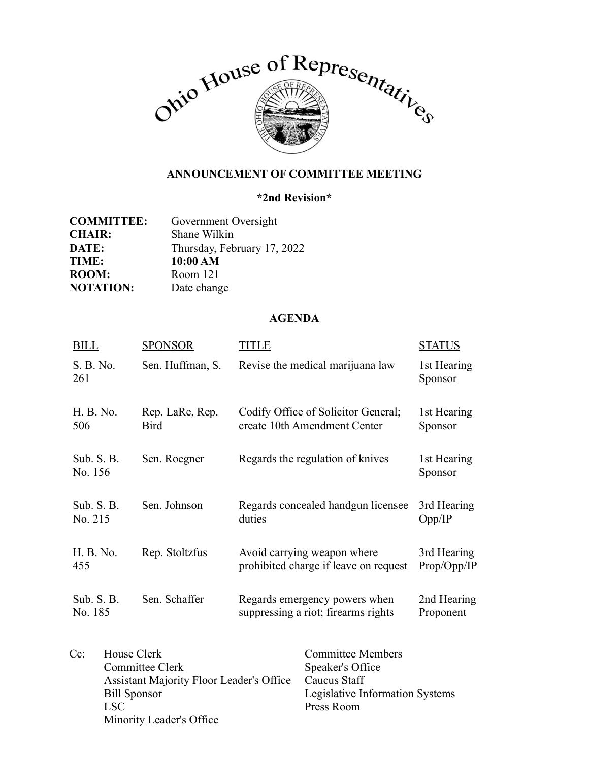# Ohio House of Representatives

## ANNOUNCEMENT OF COMMITTEE MEETING

**\*2nd Revision\***

**COMMITTEE:** Government Oversight
**CHAIR:** Shane Wilkin
**DATE:** Thursday, February 17, 2022
**TIME:** **10:00 AM**
**ROOM:** Room 121
**NOTATION:** Date change

## AGENDA

| BILL | SPONSOR | TITLE | STATUS |
|---|---|---|---|
| S. B. No. 261 | Sen. Huffman, S. | Revise the medical marijuana law | 1st Hearing Sponsor |
| H. B. No. 506 | Rep. LaRe, Rep. Bird | Codify Office of Solicitor General; create 10th Amendment Center | 1st Hearing Sponsor |
| Sub. S. B. No. 156 | Sen. Roegner | Regards the regulation of knives | 1st Hearing Sponsor |
| Sub. S. B. No. 215 | Sen. Johnson | Regards concealed handgun licensee duties | 3rd Hearing Opp/IP |
| H. B. No. 455 | Rep. Stoltzfus | Avoid carrying weapon where prohibited charge if leave on request | 3rd Hearing Prop/Opp/IP |
| Sub. S. B. No. 185 | Sen. Schaffer | Regards emergency powers when suppressing a riot; firearms rights | 2nd Hearing Proponent |

Cc:
- House Clerk
- Committee Clerk
- Assistant Majority Floor Leader's Office
- Bill Sponsor
- LSC
- Minority Leader's Office
- Committee Members
- Speaker's Office
- Caucus Staff
- Legislative Information Systems
- Press Room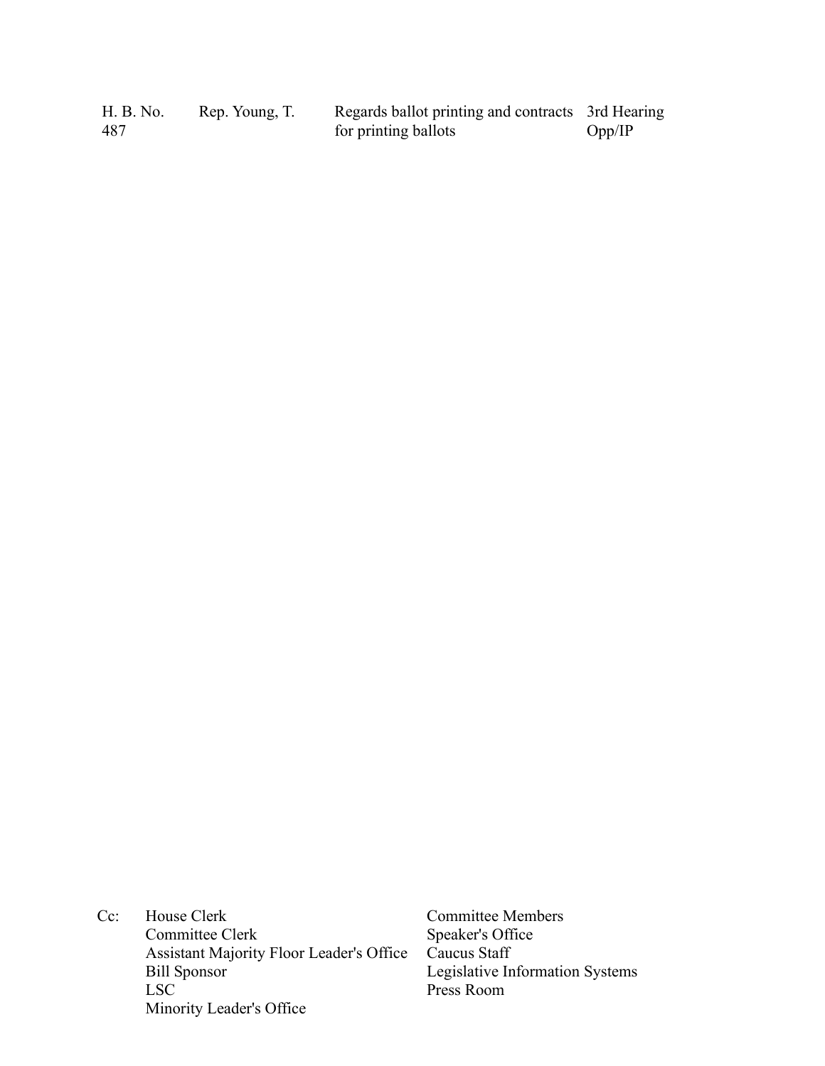| | | | |
|---|---|---|---|
| H. B. No. 487 | Rep. Young, T. | Regards ballot printing and contracts for printing ballots | 3rd Hearing Opp/IP |

Cc:

| | |
|---|---|
| House Clerk | Committee Members |
| Committee Clerk | Speaker's Office |
| Assistant Majority Floor Leader's Office | Caucus Staff |
| Bill Sponsor | Legislative Information Systems |
| LSC | Press Room |
| Minority Leader's Office | |